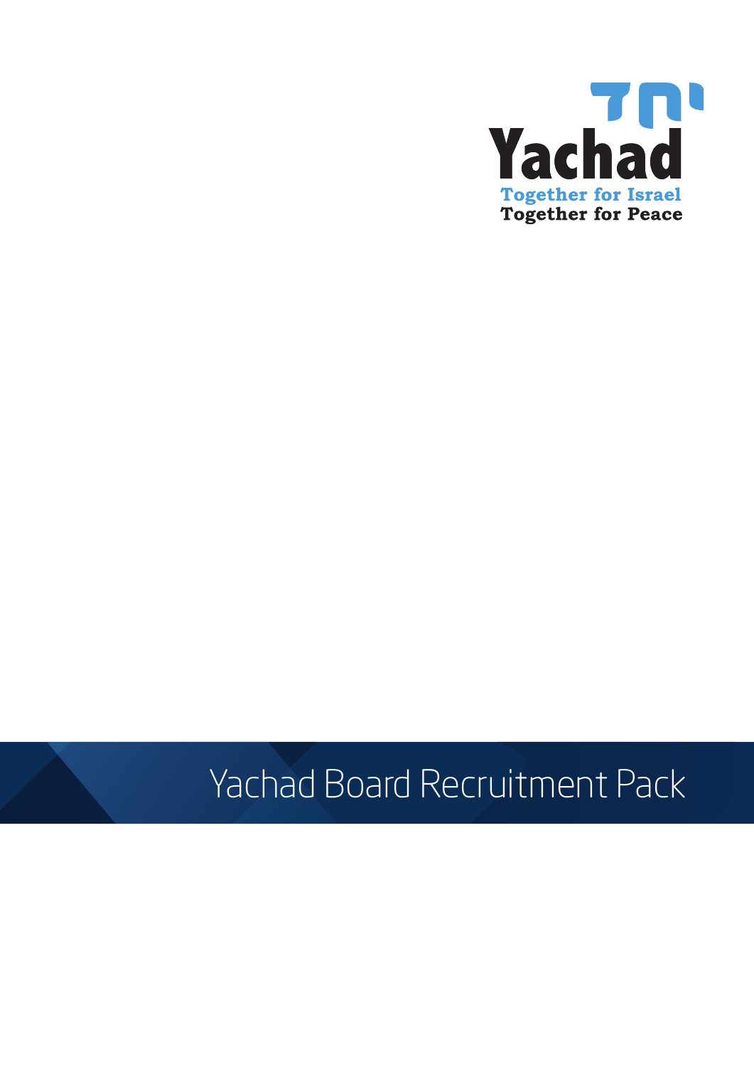יחד

Yachad

Together for Israel

Together for Peace

# Yachad Board Recruitment Pack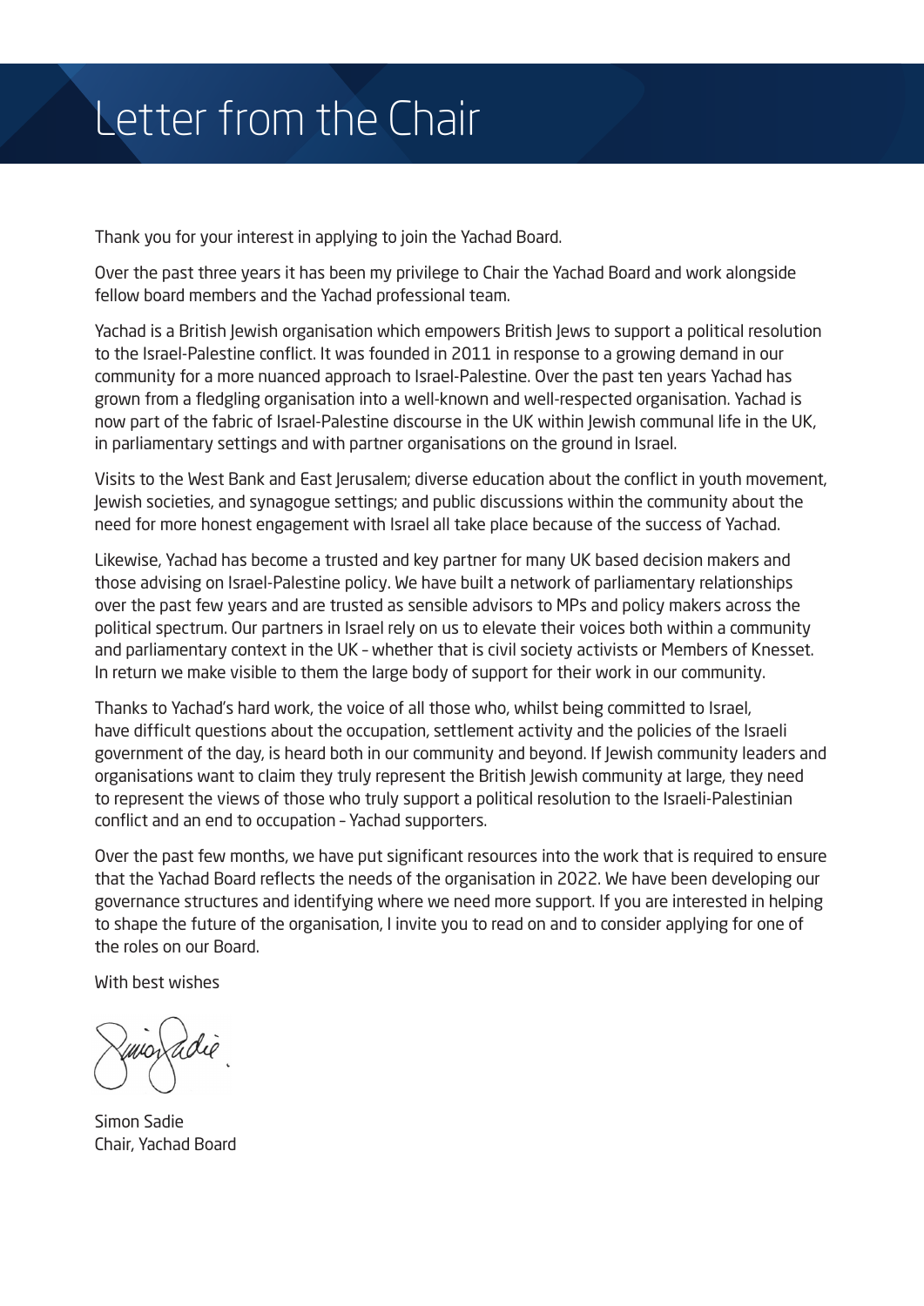# Letter from the Chair

Thank you for your interest in applying to join the Yachad Board.

Over the past three years it has been my privilege to Chair the Yachad Board and work alongside fellow board members and the Yachad professional team.

Yachad is a British Jewish organisation which empowers British Jews to support a political resolution to the Israel-Palestine conflict. It was founded in 2011 in response to a growing demand in our community for a more nuanced approach to Israel-Palestine. Over the past ten years Yachad has grown from a fledgling organisation into a well-known and well-respected organisation. Yachad is now part of the fabric of Israel-Palestine discourse in the UK within Jewish communal life in the UK, in parliamentary settings and with partner organisations on the ground in Israel.

Visits to the West Bank and East Jerusalem; diverse education about the conflict in youth movement, Jewish societies, and synagogue settings; and public discussions within the community about the need for more honest engagement with Israel all take place because of the success of Yachad.

Likewise, Yachad has become a trusted and key partner for many UK based decision makers and those advising on Israel-Palestine policy. We have built a network of parliamentary relationships over the past few years and are trusted as sensible advisors to MPs and policy makers across the political spectrum. Our partners in Israel rely on us to elevate their voices both within a community and parliamentary context in the UK – whether that is civil society activists or Members of Knesset. In return we make visible to them the large body of support for their work in our community.

Thanks to Yachad's hard work, the voice of all those who, whilst being committed to Israel, have difficult questions about the occupation, settlement activity and the policies of the Israeli government of the day, is heard both in our community and beyond. If Jewish community leaders and organisations want to claim they truly represent the British Jewish community at large, they need to represent the views of those who truly support a political resolution to the Israeli-Palestinian conflict and an end to occupation – Yachad supporters.

Over the past few months, we have put significant resources into the work that is required to ensure that the Yachad Board reflects the needs of the organisation in 2022. We have been developing our governance structures and identifying where we need more support. If you are interested in helping to shape the future of the organisation, I invite you to read on and to consider applying for one of the roles on our Board.

With best wishes

Simon Sadie
Chair, Yachad Board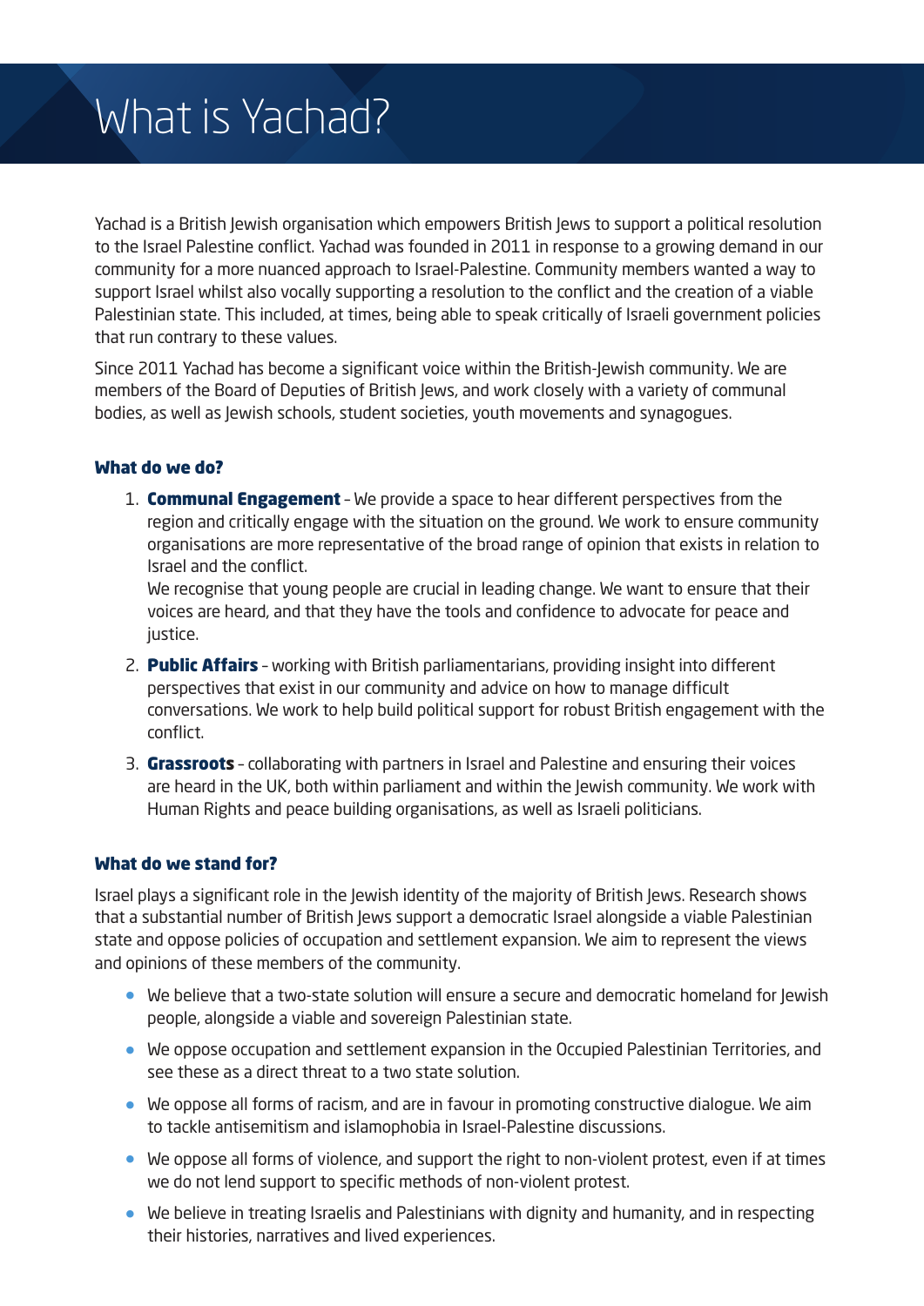# What is Yachad?

Yachad is a British Jewish organisation which empowers British Jews to support a political resolution to the Israel Palestine conflict. Yachad was founded in 2011 in response to a growing demand in our community for a more nuanced approach to Israel-Palestine. Community members wanted a way to support Israel whilst also vocally supporting a resolution to the conflict and the creation of a viable Palestinian state. This included, at times, being able to speak critically of Israeli government policies that run contrary to these values.

Since 2011 Yachad has become a significant voice within the British-Jewish community. We are members of the Board of Deputies of British Jews, and work closely with a variety of communal bodies, as well as Jewish schools, student societies, youth movements and synagogues.

### What do we do?

1. **Communal Engagement** – We provide a space to hear different perspectives from the region and critically engage with the situation on the ground. We work to ensure community organisations are more representative of the broad range of opinion that exists in relation to Israel and the conflict.
   We recognise that young people are crucial in leading change. We want to ensure that their voices are heard, and that they have the tools and confidence to advocate for peace and justice.
2. **Public Affairs** – working with British parliamentarians, providing insight into different perspectives that exist in our community and advice on how to manage difficult conversations. We work to help build political support for robust British engagement with the conflict.
3. **Grassroots** – collaborating with partners in Israel and Palestine and ensuring their voices are heard in the UK, both within parliament and within the Jewish community. We work with Human Rights and peace building organisations, as well as Israeli politicians.

### What do we stand for?

Israel plays a significant role in the Jewish identity of the majority of British Jews. Research shows that a substantial number of British Jews support a democratic Israel alongside a viable Palestinian state and oppose policies of occupation and settlement expansion. We aim to represent the views and opinions of these members of the community.

- We believe that a two-state solution will ensure a secure and democratic homeland for Jewish people, alongside a viable and sovereign Palestinian state.
- We oppose occupation and settlement expansion in the Occupied Palestinian Territories, and see these as a direct threat to a two state solution.
- We oppose all forms of racism, and are in favour in promoting constructive dialogue. We aim to tackle antisemitism and islamophobia in Israel-Palestine discussions.
- We oppose all forms of violence, and support the right to non-violent protest, even if at times we do not lend support to specific methods of non-violent protest.
- We believe in treating Israelis and Palestinians with dignity and humanity, and in respecting their histories, narratives and lived experiences.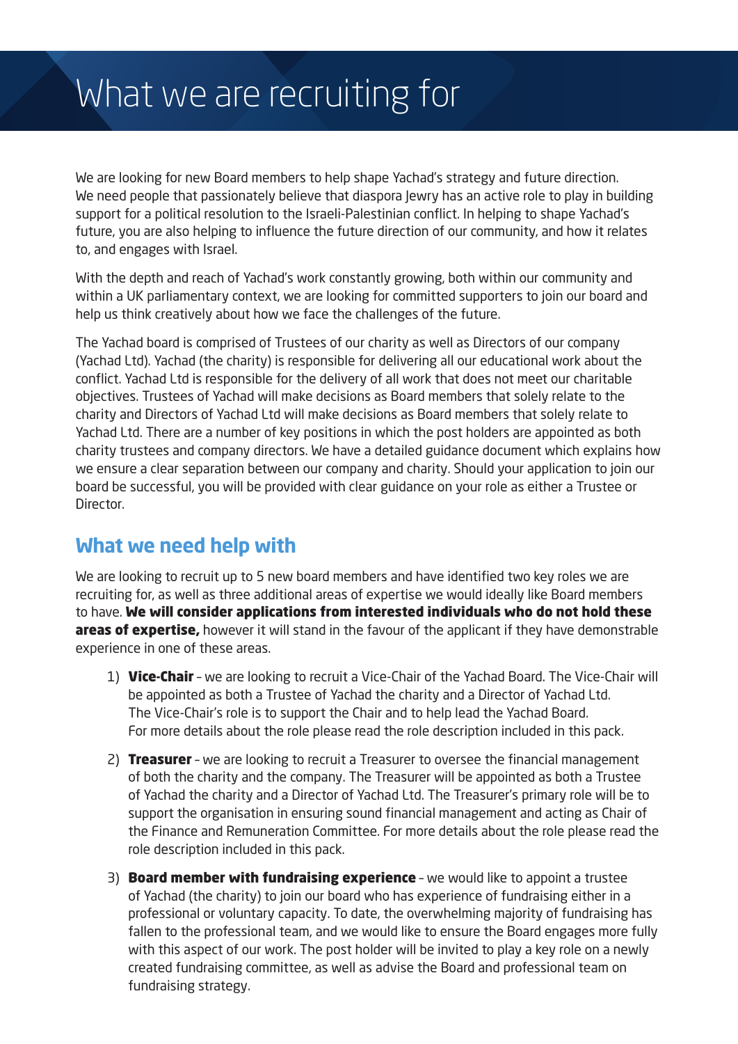# What we are recruiting for

We are looking for new Board members to help shape Yachad's strategy and future direction. We need people that passionately believe that diaspora Jewry has an active role to play in building support for a political resolution to the Israeli-Palestinian conflict. In helping to shape Yachad's future, you are also helping to influence the future direction of our community, and how it relates to, and engages with Israel.

With the depth and reach of Yachad's work constantly growing, both within our community and within a UK parliamentary context, we are looking for committed supporters to join our board and help us think creatively about how we face the challenges of the future.

The Yachad board is comprised of Trustees of our charity as well as Directors of our company (Yachad Ltd). Yachad (the charity) is responsible for delivering all our educational work about the conflict. Yachad Ltd is responsible for the delivery of all work that does not meet our charitable objectives. Trustees of Yachad will make decisions as Board members that solely relate to the charity and Directors of Yachad Ltd will make decisions as Board members that solely relate to Yachad Ltd. There are a number of key positions in which the post holders are appointed as both charity trustees and company directors. We have a detailed guidance document which explains how we ensure a clear separation between our company and charity. Should your application to join our board be successful, you will be provided with clear guidance on your role as either a Trustee or Director.

## What we need help with

We are looking to recruit up to 5 new board members and have identified two key roles we are recruiting for, as well as three additional areas of expertise we would ideally like Board members to have. **We will consider applications from interested individuals who do not hold these areas of expertise,** however it will stand in the favour of the applicant if they have demonstrable experience in one of these areas.

1) **Vice-Chair** – we are looking to recruit a Vice-Chair of the Yachad Board. The Vice-Chair will be appointed as both a Trustee of Yachad the charity and a Director of Yachad Ltd. The Vice-Chair's role is to support the Chair and to help lead the Yachad Board. For more details about the role please read the role description included in this pack.

2) **Treasurer** – we are looking to recruit a Treasurer to oversee the financial management of both the charity and the company. The Treasurer will be appointed as both a Trustee of Yachad the charity and a Director of Yachad Ltd. The Treasurer's primary role will be to support the organisation in ensuring sound financial management and acting as Chair of the Finance and Remuneration Committee. For more details about the role please read the role description included in this pack.

3) **Board member with fundraising experience** – we would like to appoint a trustee of Yachad (the charity) to join our board who has experience of fundraising either in a professional or voluntary capacity. To date, the overwhelming majority of fundraising has fallen to the professional team, and we would like to ensure the Board engages more fully with this aspect of our work. The post holder will be invited to play a key role on a newly created fundraising committee, as well as advise the Board and professional team on fundraising strategy.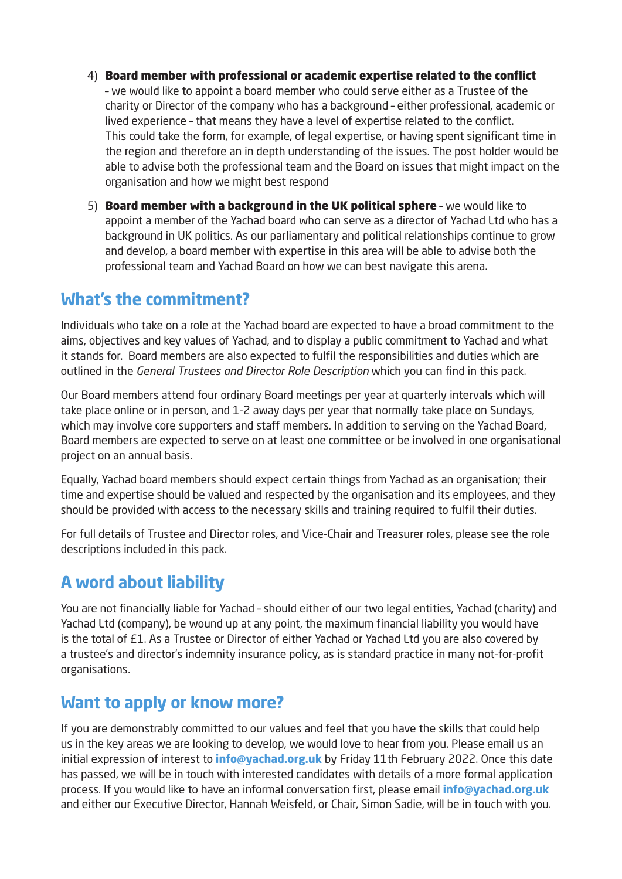4) **Board member with professional or academic expertise related to the conflict** – we would like to appoint a board member who could serve either as a Trustee of the charity or Director of the company who has a background – either professional, academic or lived experience – that means they have a level of expertise related to the conflict. This could take the form, for example, of legal expertise, or having spent significant time in the region and therefore an in depth understanding of the issues. The post holder would be able to advise both the professional team and the Board on issues that might impact on the organisation and how we might best respond

5) **Board member with a background in the UK political sphere** – we would like to appoint a member of the Yachad board who can serve as a director of Yachad Ltd who has a background in UK politics. As our parliamentary and political relationships continue to grow and develop, a board member with expertise in this area will be able to advise both the professional team and Yachad Board on how we can best navigate this arena.

## What's the commitment?

Individuals who take on a role at the Yachad board are expected to have a broad commitment to the aims, objectives and key values of Yachad, and to display a public commitment to Yachad and what it stands for. Board members are also expected to fulfil the responsibilities and duties which are outlined in the *General Trustees and Director Role Description* which you can find in this pack.

Our Board members attend four ordinary Board meetings per year at quarterly intervals which will take place online or in person, and 1-2 away days per year that normally take place on Sundays, which may involve core supporters and staff members. In addition to serving on the Yachad Board, Board members are expected to serve on at least one committee or be involved in one organisational project on an annual basis.

Equally, Yachad board members should expect certain things from Yachad as an organisation; their time and expertise should be valued and respected by the organisation and its employees, and they should be provided with access to the necessary skills and training required to fulfil their duties.

For full details of Trustee and Director roles, and Vice-Chair and Treasurer roles, please see the role descriptions included in this pack.

## A word about liability

You are not financially liable for Yachad – should either of our two legal entities, Yachad (charity) and Yachad Ltd (company), be wound up at any point, the maximum financial liability you would have is the total of £1. As a Trustee or Director of either Yachad or Yachad Ltd you are also covered by a trustee's and director's indemnity insurance policy, as is standard practice in many not-for-profit organisations.

## Want to apply or know more?

If you are demonstrably committed to our values and feel that you have the skills that could help us in the key areas we are looking to develop, we would love to hear from you. Please email us an initial expression of interest to **info@yachad.org.uk** by Friday 11th February 2022. Once this date has passed, we will be in touch with interested candidates with details of a more formal application process. If you would like to have an informal conversation first, please email **info@yachad.org.uk** and either our Executive Director, Hannah Weisfeld, or Chair, Simon Sadie, will be in touch with you.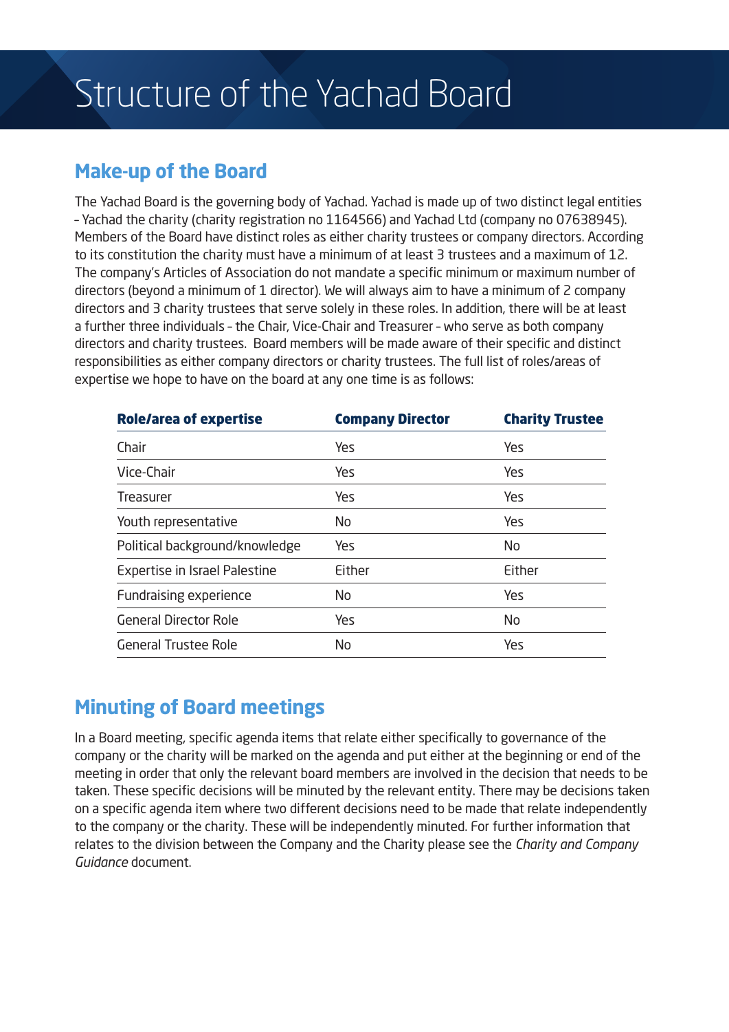# Structure of the Yachad Board

## Make-up of the Board

The Yachad Board is the governing body of Yachad. Yachad is made up of two distinct legal entities – Yachad the charity (charity registration no 1164566) and Yachad Ltd (company no 07638945). Members of the Board have distinct roles as either charity trustees or company directors. According to its constitution the charity must have a minimum of at least 3 trustees and a maximum of 12. The company's Articles of Association do not mandate a specific minimum or maximum number of directors (beyond a minimum of 1 director). We will always aim to have a minimum of 2 company directors and 3 charity trustees that serve solely in these roles. In addition, there will be at least a further three individuals – the Chair, Vice-Chair and Treasurer – who serve as both company directors and charity trustees. Board members will be made aware of their specific and distinct responsibilities as either company directors or charity trustees. The full list of roles/areas of expertise we hope to have on the board at any one time is as follows:

| Role/area of expertise | Company Director | Charity Trustee |
|---|---|---|
| Chair | Yes | Yes |
| Vice-Chair | Yes | Yes |
| Treasurer | Yes | Yes |
| Youth representative | No | Yes |
| Political background/knowledge | Yes | No |
| Expertise in Israel Palestine | Either | Either |
| Fundraising experience | No | Yes |
| General Director Role | Yes | No |
| General Trustee Role | No | Yes |

## Minuting of Board meetings

In a Board meeting, specific agenda items that relate either specifically to governance of the company or the charity will be marked on the agenda and put either at the beginning or end of the meeting in order that only the relevant board members are involved in the decision that needs to be taken. These specific decisions will be minuted by the relevant entity. There may be decisions taken on a specific agenda item where two different decisions need to be made that relate independently to the company or the charity. These will be independently minuted. For further information that relates to the division between the Company and the Charity please see the *Charity and Company Guidance* document.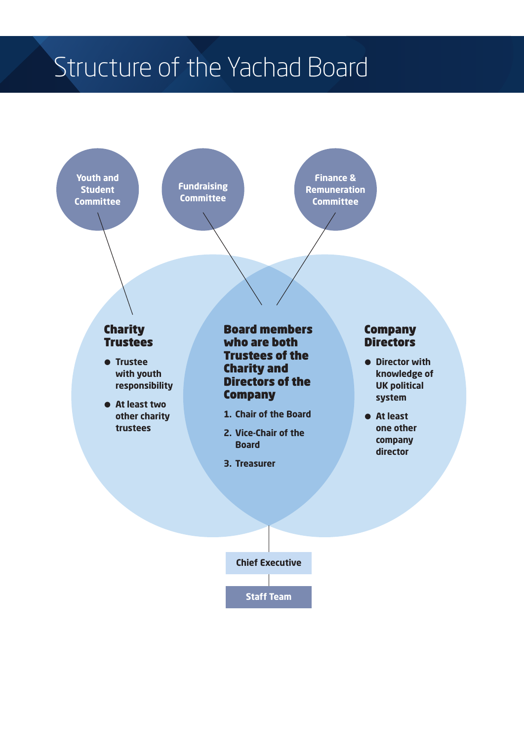# Structure of the Yachad Board

Youth and Student Committee

Fundraising Committee

Finance & Remuneration Committee

**Charity Trustees**

- Trustee with youth responsibility
- At least two other charity trustees

**Board members who are both Trustees of the Charity and Directors of the Company**

1. Chair of the Board
2. Vice-Chair of the Board
3. Treasurer

**Company Directors**

- Director with knowledge of UK political system
- At least one other company director

Chief Executive

Staff Team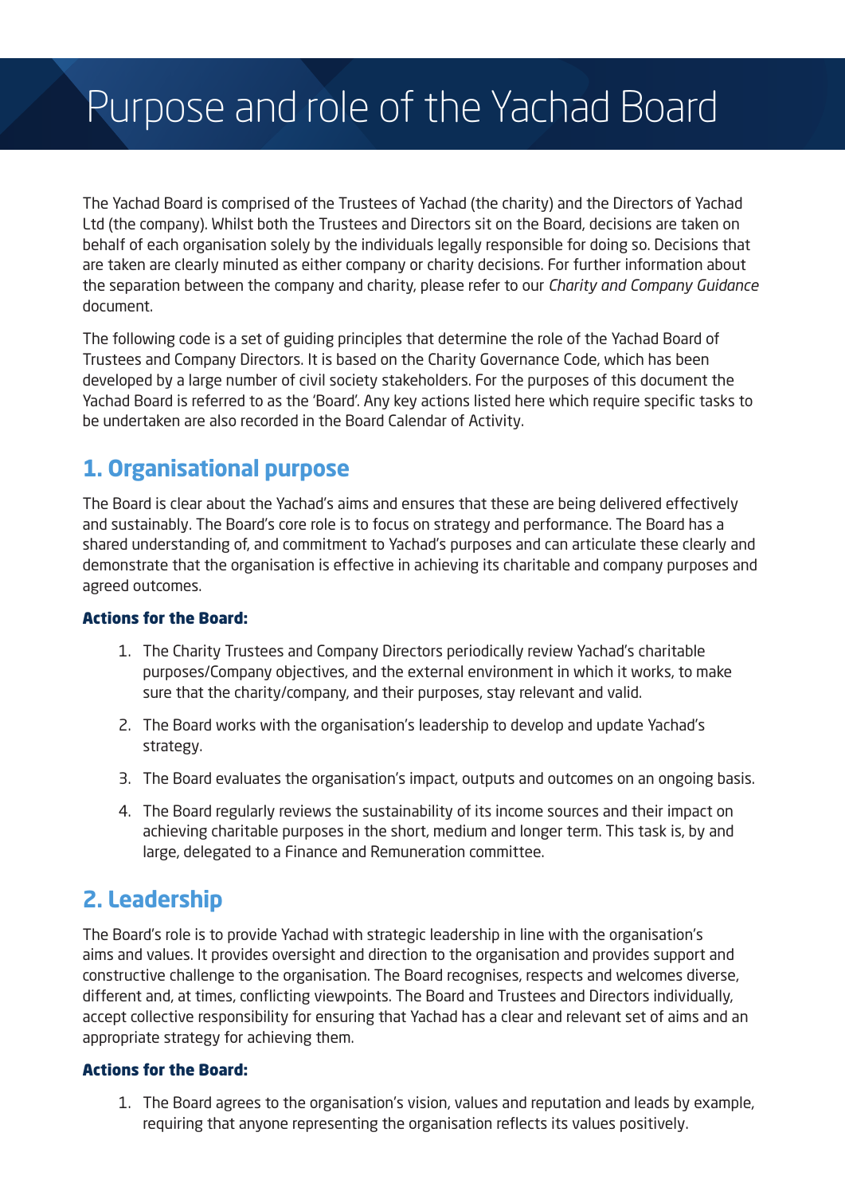# Purpose and role of the Yachad Board

The Yachad Board is comprised of the Trustees of Yachad (the charity) and the Directors of Yachad Ltd (the company). Whilst both the Trustees and Directors sit on the Board, decisions are taken on behalf of each organisation solely by the individuals legally responsible for doing so. Decisions that are taken are clearly minuted as either company or charity decisions. For further information about the separation between the company and charity, please refer to our *Charity and Company Guidance* document.

The following code is a set of guiding principles that determine the role of the Yachad Board of Trustees and Company Directors. It is based on the Charity Governance Code, which has been developed by a large number of civil society stakeholders. For the purposes of this document the Yachad Board is referred to as the 'Board'. Any key actions listed here which require specific tasks to be undertaken are also recorded in the Board Calendar of Activity.

## 1. Organisational purpose

The Board is clear about the Yachad's aims and ensures that these are being delivered effectively and sustainably. The Board's core role is to focus on strategy and performance. The Board has a shared understanding of, and commitment to Yachad's purposes and can articulate these clearly and demonstrate that the organisation is effective in achieving its charitable and company purposes and agreed outcomes.

**Actions for the Board:**

1. The Charity Trustees and Company Directors periodically review Yachad's charitable purposes/Company objectives, and the external environment in which it works, to make sure that the charity/company, and their purposes, stay relevant and valid.
2. The Board works with the organisation's leadership to develop and update Yachad's strategy.
3. The Board evaluates the organisation's impact, outputs and outcomes on an ongoing basis.
4. The Board regularly reviews the sustainability of its income sources and their impact on achieving charitable purposes in the short, medium and longer term. This task is, by and large, delegated to a Finance and Remuneration committee.

## 2. Leadership

The Board's role is to provide Yachad with strategic leadership in line with the organisation's aims and values. It provides oversight and direction to the organisation and provides support and constructive challenge to the organisation. The Board recognises, respects and welcomes diverse, different and, at times, conflicting viewpoints. The Board and Trustees and Directors individually, accept collective responsibility for ensuring that Yachad has a clear and relevant set of aims and an appropriate strategy for achieving them.

**Actions for the Board:**

1. The Board agrees to the organisation's vision, values and reputation and leads by example, requiring that anyone representing the organisation reflects its values positively.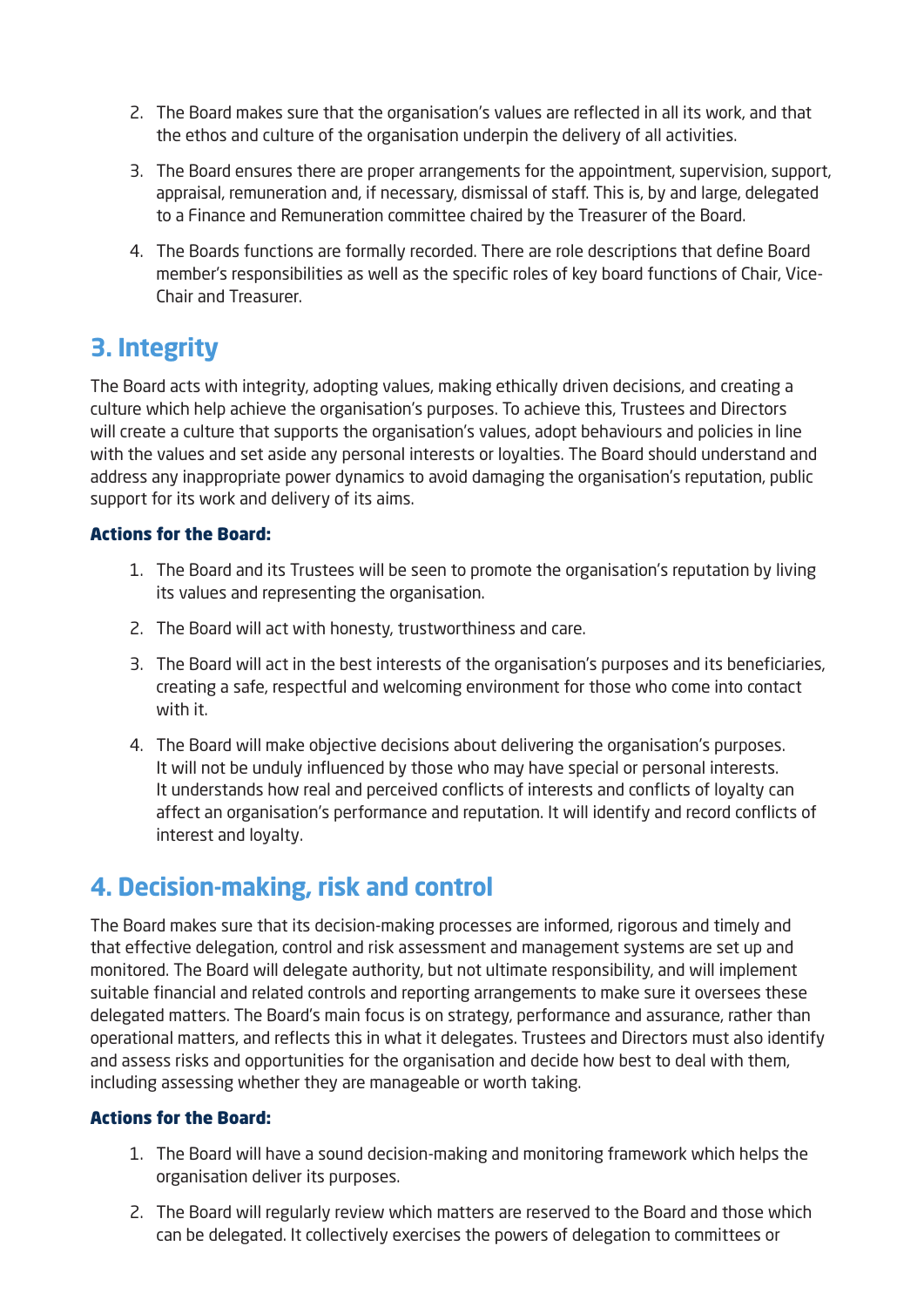2. The Board makes sure that the organisation's values are reflected in all its work, and that the ethos and culture of the organisation underpin the delivery of all activities.
3. The Board ensures there are proper arrangements for the appointment, supervision, support, appraisal, remuneration and, if necessary, dismissal of staff. This is, by and large, delegated to a Finance and Remuneration committee chaired by the Treasurer of the Board.
4. The Boards functions are formally recorded. There are role descriptions that define Board member's responsibilities as well as the specific roles of key board functions of Chair, Vice-Chair and Treasurer.

## 3. Integrity

The Board acts with integrity, adopting values, making ethically driven decisions, and creating a culture which help achieve the organisation's purposes. To achieve this, Trustees and Directors will create a culture that supports the organisation's values, adopt behaviours and policies in line with the values and set aside any personal interests or loyalties. The Board should understand and address any inappropriate power dynamics to avoid damaging the organisation's reputation, public support for its work and delivery of its aims.

**Actions for the Board:**

1. The Board and its Trustees will be seen to promote the organisation's reputation by living its values and representing the organisation.
2. The Board will act with honesty, trustworthiness and care.
3. The Board will act in the best interests of the organisation's purposes and its beneficiaries, creating a safe, respectful and welcoming environment for those who come into contact with it.
4. The Board will make objective decisions about delivering the organisation's purposes. It will not be unduly influenced by those who may have special or personal interests. It understands how real and perceived conflicts of interests and conflicts of loyalty can affect an organisation's performance and reputation. It will identify and record conflicts of interest and loyalty.

## 4. Decision-making, risk and control

The Board makes sure that its decision-making processes are informed, rigorous and timely and that effective delegation, control and risk assessment and management systems are set up and monitored. The Board will delegate authority, but not ultimate responsibility, and will implement suitable financial and related controls and reporting arrangements to make sure it oversees these delegated matters. The Board's main focus is on strategy, performance and assurance, rather than operational matters, and reflects this in what it delegates. Trustees and Directors must also identify and assess risks and opportunities for the organisation and decide how best to deal with them, including assessing whether they are manageable or worth taking.

**Actions for the Board:**

1. The Board will have a sound decision-making and monitoring framework which helps the organisation deliver its purposes.
2. The Board will regularly review which matters are reserved to the Board and those which can be delegated. It collectively exercises the powers of delegation to committees or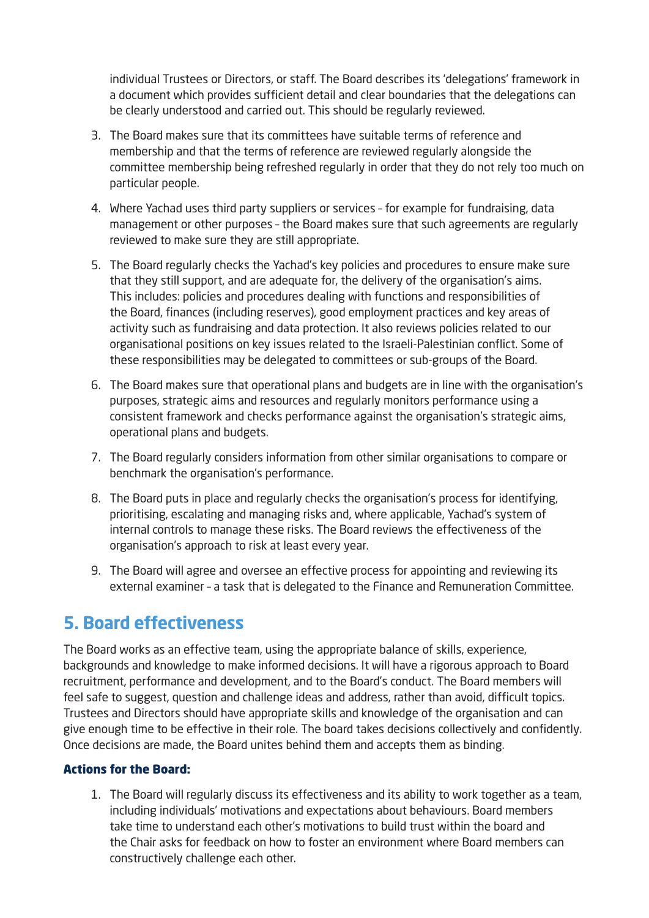individual Trustees or Directors, or staff. The Board describes its 'delegations' framework in a document which provides sufficient detail and clear boundaries that the delegations can be clearly understood and carried out. This should be regularly reviewed.

3. The Board makes sure that its committees have suitable terms of reference and membership and that the terms of reference are reviewed regularly alongside the committee membership being refreshed regularly in order that they do not rely too much on particular people.
4. Where Yachad uses third party suppliers or services – for example for fundraising, data management or other purposes – the Board makes sure that such agreements are regularly reviewed to make sure they are still appropriate.
5. The Board regularly checks the Yachad's key policies and procedures to ensure make sure that they still support, and are adequate for, the delivery of the organisation's aims. This includes: policies and procedures dealing with functions and responsibilities of the Board, finances (including reserves), good employment practices and key areas of activity such as fundraising and data protection. It also reviews policies related to our organisational positions on key issues related to the Israeli-Palestinian conflict. Some of these responsibilities may be delegated to committees or sub-groups of the Board.
6. The Board makes sure that operational plans and budgets are in line with the organisation's purposes, strategic aims and resources and regularly monitors performance using a consistent framework and checks performance against the organisation's strategic aims, operational plans and budgets.
7. The Board regularly considers information from other similar organisations to compare or benchmark the organisation's performance.
8. The Board puts in place and regularly checks the organisation's process for identifying, prioritising, escalating and managing risks and, where applicable, Yachad's system of internal controls to manage these risks. The Board reviews the effectiveness of the organisation's approach to risk at least every year.
9. The Board will agree and oversee an effective process for appointing and reviewing its external examiner – a task that is delegated to the Finance and Remuneration Committee.

## 5. Board effectiveness

The Board works as an effective team, using the appropriate balance of skills, experience, backgrounds and knowledge to make informed decisions. It will have a rigorous approach to Board recruitment, performance and development, and to the Board's conduct. The Board members will feel safe to suggest, question and challenge ideas and address, rather than avoid, difficult topics. Trustees and Directors should have appropriate skills and knowledge of the organisation and can give enough time to be effective in their role. The board takes decisions collectively and confidently. Once decisions are made, the Board unites behind them and accepts them as binding.

### Actions for the Board:

1. The Board will regularly discuss its effectiveness and its ability to work together as a team, including individuals' motivations and expectations about behaviours. Board members take time to understand each other's motivations to build trust within the board and the Chair asks for feedback on how to foster an environment where Board members can constructively challenge each other.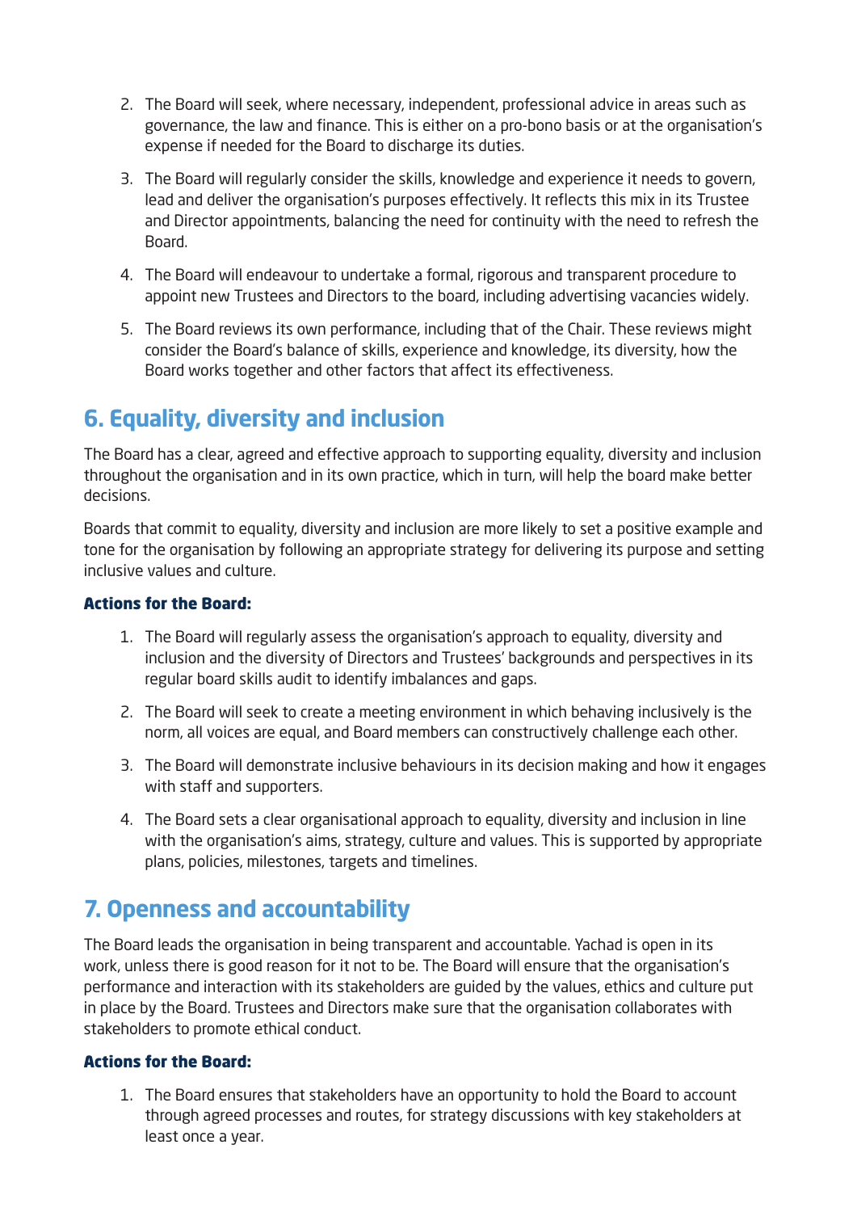2. The Board will seek, where necessary, independent, professional advice in areas such as governance, the law and finance. This is either on a pro-bono basis or at the organisation's expense if needed for the Board to discharge its duties.
3. The Board will regularly consider the skills, knowledge and experience it needs to govern, lead and deliver the organisation's purposes effectively. It reflects this mix in its Trustee and Director appointments, balancing the need for continuity with the need to refresh the Board.
4. The Board will endeavour to undertake a formal, rigorous and transparent procedure to appoint new Trustees and Directors to the board, including advertising vacancies widely.
5. The Board reviews its own performance, including that of the Chair. These reviews might consider the Board's balance of skills, experience and knowledge, its diversity, how the Board works together and other factors that affect its effectiveness.

## 6. Equality, diversity and inclusion

The Board has a clear, agreed and effective approach to supporting equality, diversity and inclusion throughout the organisation and in its own practice, which in turn, will help the board make better decisions.

Boards that commit to equality, diversity and inclusion are more likely to set a positive example and tone for the organisation by following an appropriate strategy for delivering its purpose and setting inclusive values and culture.

**Actions for the Board:**

1. The Board will regularly assess the organisation's approach to equality, diversity and inclusion and the diversity of Directors and Trustees' backgrounds and perspectives in its regular board skills audit to identify imbalances and gaps.
2. The Board will seek to create a meeting environment in which behaving inclusively is the norm, all voices are equal, and Board members can constructively challenge each other.
3. The Board will demonstrate inclusive behaviours in its decision making and how it engages with staff and supporters.
4. The Board sets a clear organisational approach to equality, diversity and inclusion in line with the organisation's aims, strategy, culture and values. This is supported by appropriate plans, policies, milestones, targets and timelines.

## 7. Openness and accountability

The Board leads the organisation in being transparent and accountable. Yachad is open in its work, unless there is good reason for it not to be. The Board will ensure that the organisation's performance and interaction with its stakeholders are guided by the values, ethics and culture put in place by the Board. Trustees and Directors make sure that the organisation collaborates with stakeholders to promote ethical conduct.

**Actions for the Board:**

1. The Board ensures that stakeholders have an opportunity to hold the Board to account through agreed processes and routes, for strategy discussions with key stakeholders at least once a year.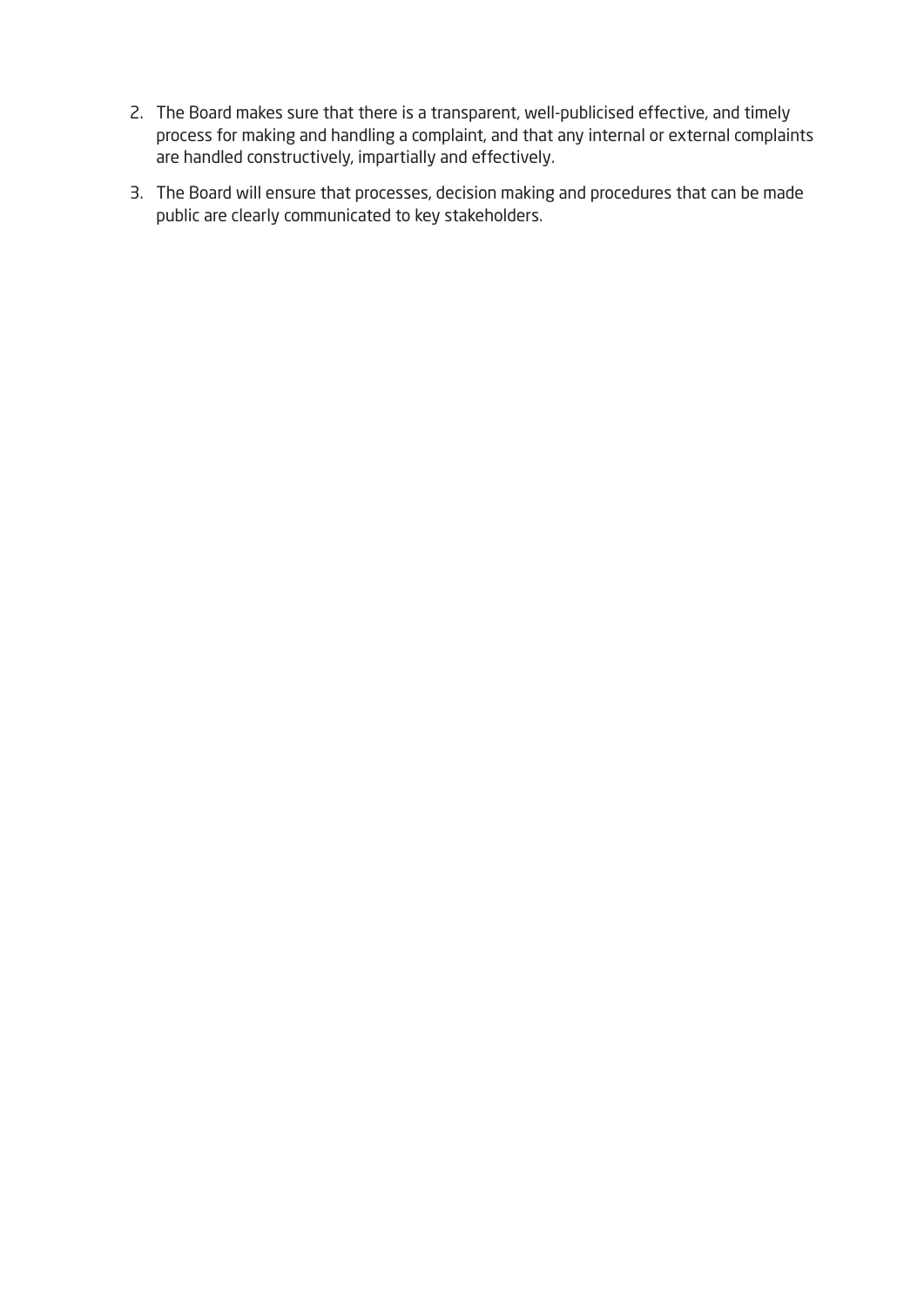2. The Board makes sure that there is a transparent, well-publicised effective, and timely process for making and handling a complaint, and that any internal or external complaints are handled constructively, impartially and effectively.
3. The Board will ensure that processes, decision making and procedures that can be made public are clearly communicated to key stakeholders.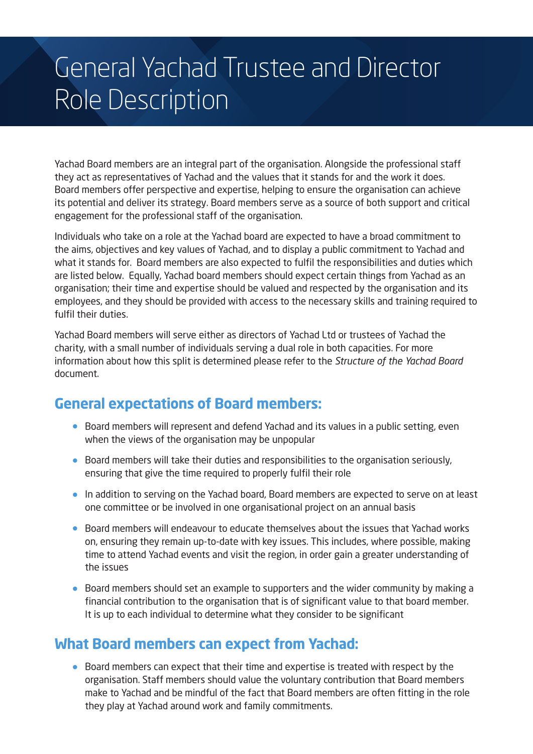# General Yachad Trustee and Director Role Description

Yachad Board members are an integral part of the organisation. Alongside the professional staff they act as representatives of Yachad and the values that it stands for and the work it does. Board members offer perspective and expertise, helping to ensure the organisation can achieve its potential and deliver its strategy. Board members serve as a source of both support and critical engagement for the professional staff of the organisation.

Individuals who take on a role at the Yachad board are expected to have a broad commitment to the aims, objectives and key values of Yachad, and to display a public commitment to Yachad and what it stands for. Board members are also expected to fulfil the responsibilities and duties which are listed below. Equally, Yachad board members should expect certain things from Yachad as an organisation; their time and expertise should be valued and respected by the organisation and its employees, and they should be provided with access to the necessary skills and training required to fulfil their duties.

Yachad Board members will serve either as directors of Yachad Ltd or trustees of Yachad the charity, with a small number of individuals serving a dual role in both capacities. For more information about how this split is determined please refer to the *Structure of the Yachad Board* document.

## General expectations of Board members:

- Board members will represent and defend Yachad and its values in a public setting, even when the views of the organisation may be unpopular
- Board members will take their duties and responsibilities to the organisation seriously, ensuring that give the time required to properly fulfil their role
- In addition to serving on the Yachad board, Board members are expected to serve on at least one committee or be involved in one organisational project on an annual basis
- Board members will endeavour to educate themselves about the issues that Yachad works on, ensuring they remain up-to-date with key issues. This includes, where possible, making time to attend Yachad events and visit the region, in order gain a greater understanding of the issues
- Board members should set an example to supporters and the wider community by making a financial contribution to the organisation that is of significant value to that board member. It is up to each individual to determine what they consider to be significant

## What Board members can expect from Yachad:

- Board members can expect that their time and expertise is treated with respect by the organisation. Staff members should value the voluntary contribution that Board members make to Yachad and be mindful of the fact that Board members are often fitting in the role they play at Yachad around work and family commitments.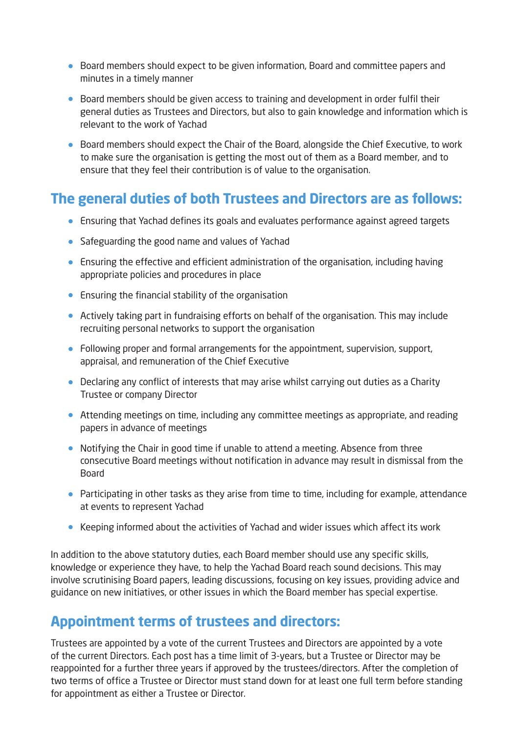- Board members should expect to be given information, Board and committee papers and minutes in a timely manner
- Board members should be given access to training and development in order fulfil their general duties as Trustees and Directors, but also to gain knowledge and information which is relevant to the work of Yachad
- Board members should expect the Chair of the Board, alongside the Chief Executive, to work to make sure the organisation is getting the most out of them as a Board member, and to ensure that they feel their contribution is of value to the organisation.

## The general duties of both Trustees and Directors are as follows:

- Ensuring that Yachad defines its goals and evaluates performance against agreed targets
- Safeguarding the good name and values of Yachad
- Ensuring the effective and efficient administration of the organisation, including having appropriate policies and procedures in place
- Ensuring the financial stability of the organisation
- Actively taking part in fundraising efforts on behalf of the organisation. This may include recruiting personal networks to support the organisation
- Following proper and formal arrangements for the appointment, supervision, support, appraisal, and remuneration of the Chief Executive
- Declaring any conflict of interests that may arise whilst carrying out duties as a Charity Trustee or company Director
- Attending meetings on time, including any committee meetings as appropriate, and reading papers in advance of meetings
- Notifying the Chair in good time if unable to attend a meeting. Absence from three consecutive Board meetings without notification in advance may result in dismissal from the Board
- Participating in other tasks as they arise from time to time, including for example, attendance at events to represent Yachad
- Keeping informed about the activities of Yachad and wider issues which affect its work

In addition to the above statutory duties, each Board member should use any specific skills, knowledge or experience they have, to help the Yachad Board reach sound decisions. This may involve scrutinising Board papers, leading discussions, focusing on key issues, providing advice and guidance on new initiatives, or other issues in which the Board member has special expertise.

## Appointment terms of trustees and directors:

Trustees are appointed by a vote of the current Trustees and Directors are appointed by a vote of the current Directors. Each post has a time limit of 3-years, but a Trustee or Director may be reappointed for a further three years if approved by the trustees/directors. After the completion of two terms of office a Trustee or Director must stand down for at least one full term before standing for appointment as either a Trustee or Director.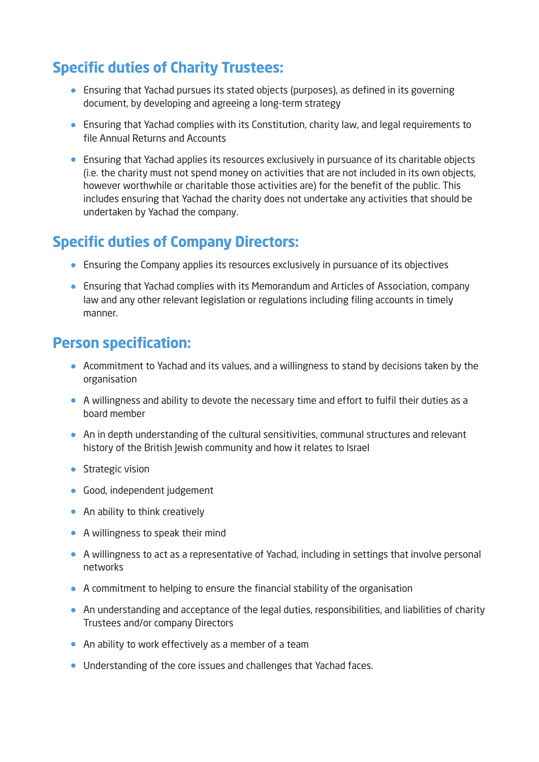## Specific duties of Charity Trustees:

- Ensuring that Yachad pursues its stated objects (purposes), as defined in its governing document, by developing and agreeing a long-term strategy
- Ensuring that Yachad complies with its Constitution, charity law, and legal requirements to file Annual Returns and Accounts
- Ensuring that Yachad applies its resources exclusively in pursuance of its charitable objects (i.e. the charity must not spend money on activities that are not included in its own objects, however worthwhile or charitable those activities are) for the benefit of the public. This includes ensuring that Yachad the charity does not undertake any activities that should be undertaken by Yachad the company.

## Specific duties of Company Directors:

- Ensuring the Company applies its resources exclusively in pursuance of its objectives
- Ensuring that Yachad complies with its Memorandum and Articles of Association, company law and any other relevant legislation or regulations including filing accounts in timely manner.

## Person specification:

- Acommitment to Yachad and its values, and a willingness to stand by decisions taken by the organisation
- A willingness and ability to devote the necessary time and effort to fulfil their duties as a board member
- An in depth understanding of the cultural sensitivities, communal structures and relevant history of the British Jewish community and how it relates to Israel
- Strategic vision
- Good, independent judgement
- An ability to think creatively
- A willingness to speak their mind
- A willingness to act as a representative of Yachad, including in settings that involve personal networks
- A commitment to helping to ensure the financial stability of the organisation
- An understanding and acceptance of the legal duties, responsibilities, and liabilities of charity Trustees and/or company Directors
- An ability to work effectively as a member of a team
- Understanding of the core issues and challenges that Yachad faces.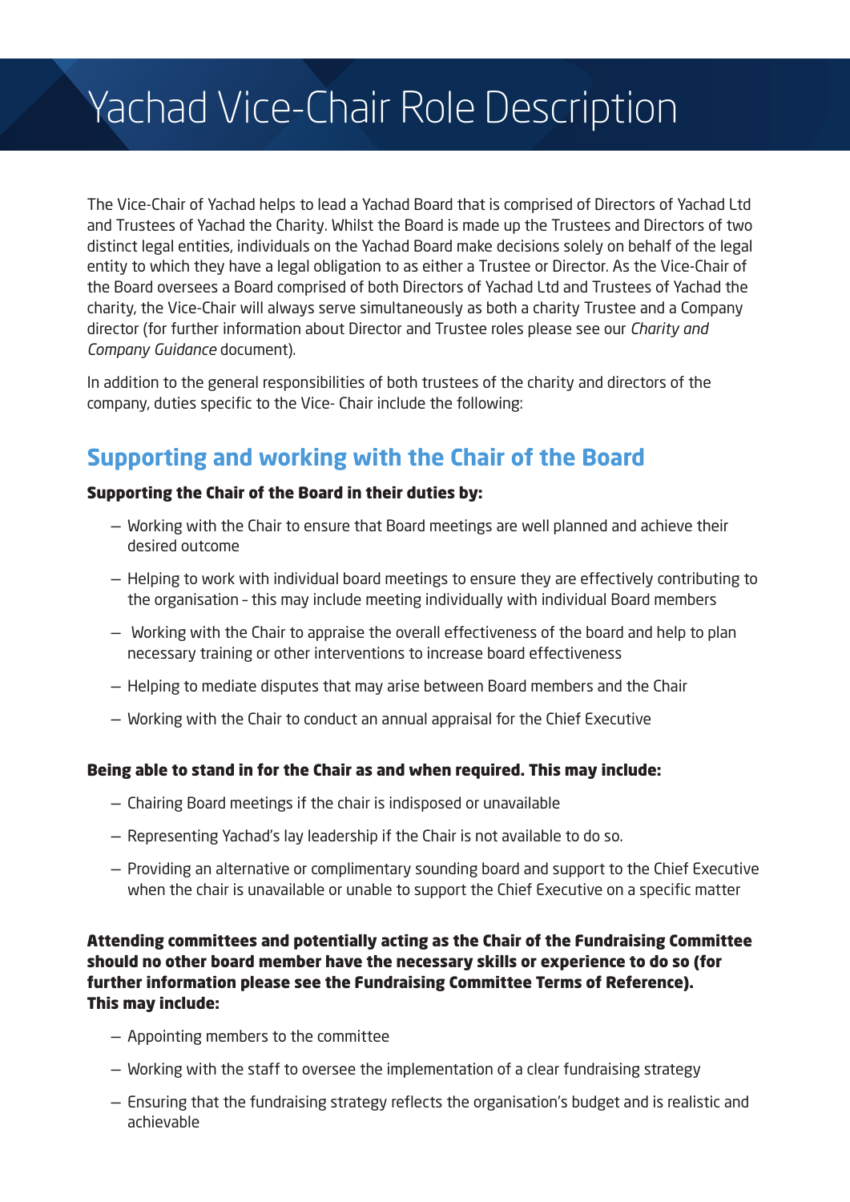# Yachad Vice-Chair Role Description

The Vice-Chair of Yachad helps to lead a Yachad Board that is comprised of Directors of Yachad Ltd and Trustees of Yachad the Charity. Whilst the Board is made up the Trustees and Directors of two distinct legal entities, individuals on the Yachad Board make decisions solely on behalf of the legal entity to which they have a legal obligation to as either a Trustee or Director. As the Vice-Chair of the Board oversees a Board comprised of both Directors of Yachad Ltd and Trustees of Yachad the charity, the Vice-Chair will always serve simultaneously as both a charity Trustee and a Company director (for further information about Director and Trustee roles please see our *Charity and Company Guidance* document).

In addition to the general responsibilities of both trustees of the charity and directors of the company, duties specific to the Vice- Chair include the following:

## Supporting and working with the Chair of the Board

**Supporting the Chair of the Board in their duties by:**

- Working with the Chair to ensure that Board meetings are well planned and achieve their desired outcome
- Helping to work with individual board meetings to ensure they are effectively contributing to the organisation - this may include meeting individually with individual Board members
- Working with the Chair to appraise the overall effectiveness of the board and help to plan necessary training or other interventions to increase board effectiveness
- Helping to mediate disputes that may arise between Board members and the Chair
- Working with the Chair to conduct an annual appraisal for the Chief Executive

**Being able to stand in for the Chair as and when required. This may include:**

- Chairing Board meetings if the chair is indisposed or unavailable
- Representing Yachad's lay leadership if the Chair is not available to do so.
- Providing an alternative or complimentary sounding board and support to the Chief Executive when the chair is unavailable or unable to support the Chief Executive on a specific matter

**Attending committees and potentially acting as the Chair of the Fundraising Committee should no other board member have the necessary skills or experience to do so (for further information please see the Fundraising Committee Terms of Reference). This may include:**

- Appointing members to the committee
- Working with the staff to oversee the implementation of a clear fundraising strategy
- Ensuring that the fundraising strategy reflects the organisation's budget and is realistic and achievable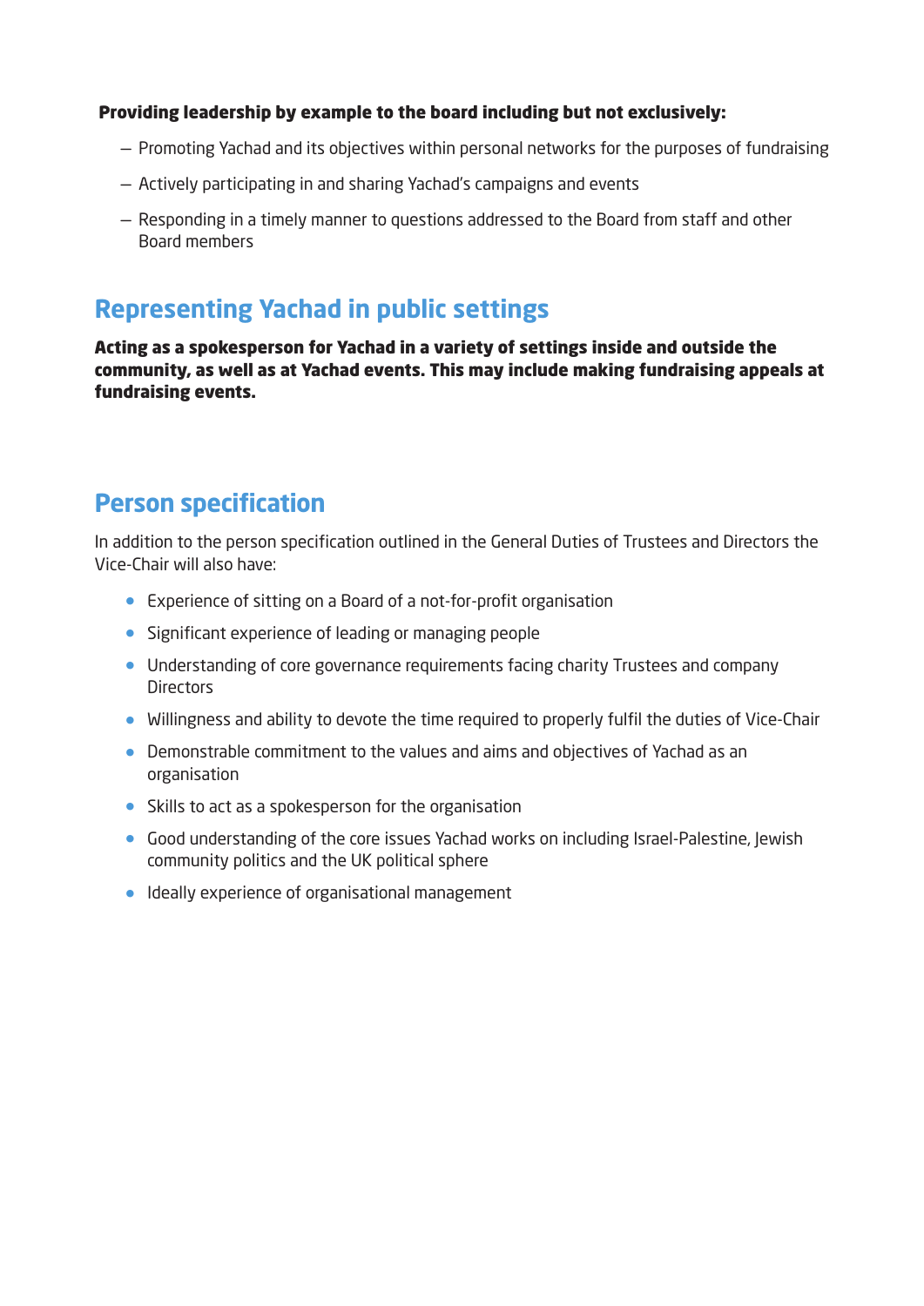**Providing leadership by example to the board including but not exclusively:**

- Promoting Yachad and its objectives within personal networks for the purposes of fundraising
- Actively participating in and sharing Yachad's campaigns and events
- Responding in a timely manner to questions addressed to the Board from staff and other Board members

## Representing Yachad in public settings

**Acting as a spokesperson for Yachad in a variety of settings inside and outside the community, as well as at Yachad events. This may include making fundraising appeals at fundraising events.**

## Person specification

In addition to the person specification outlined in the General Duties of Trustees and Directors the Vice-Chair will also have:

- Experience of sitting on a Board of a not-for-profit organisation
- Significant experience of leading or managing people
- Understanding of core governance requirements facing charity Trustees and company Directors
- Willingness and ability to devote the time required to properly fulfil the duties of Vice-Chair
- Demonstrable commitment to the values and aims and objectives of Yachad as an organisation
- Skills to act as a spokesperson for the organisation
- Good understanding of the core issues Yachad works on including Israel-Palestine, Jewish community politics and the UK political sphere
- Ideally experience of organisational management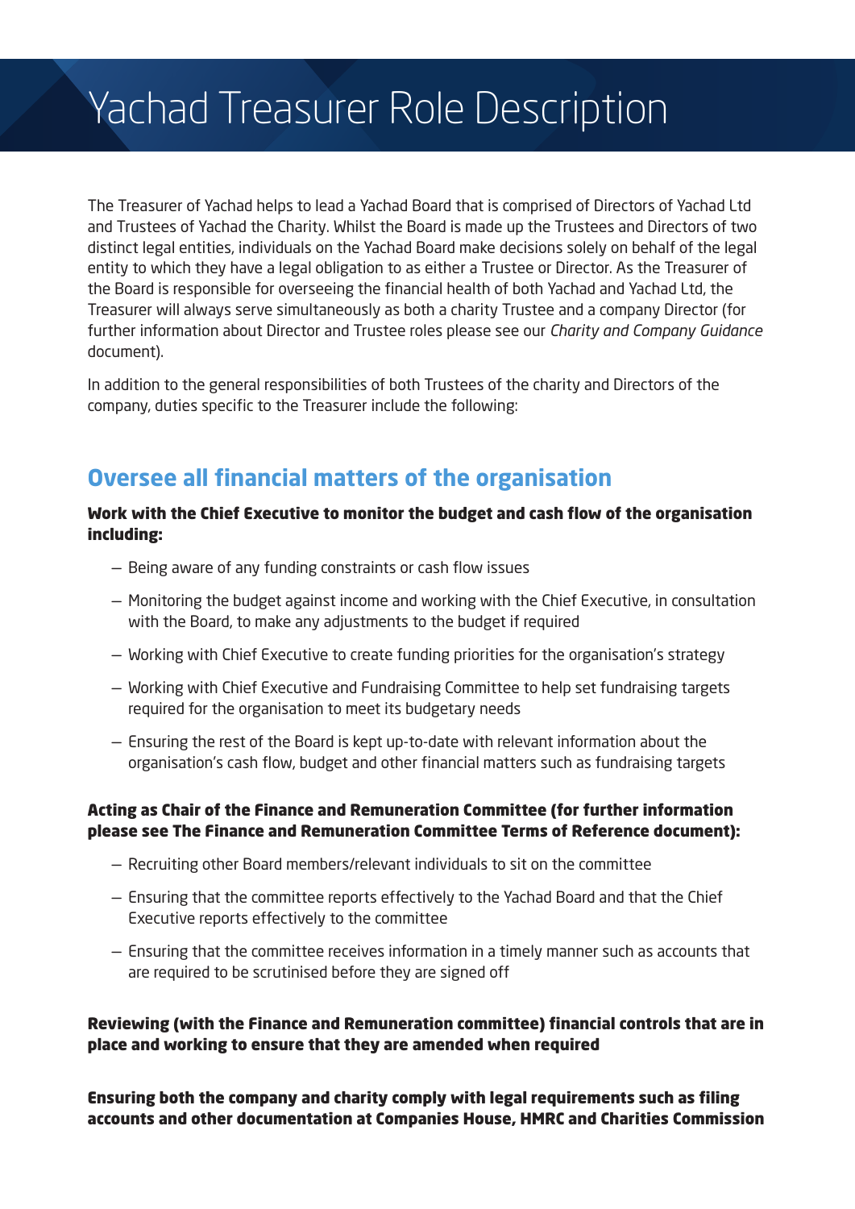# Yachad Treasurer Role Description

The Treasurer of Yachad helps to lead a Yachad Board that is comprised of Directors of Yachad Ltd and Trustees of Yachad the Charity. Whilst the Board is made up the Trustees and Directors of two distinct legal entities, individuals on the Yachad Board make decisions solely on behalf of the legal entity to which they have a legal obligation to as either a Trustee or Director. As the Treasurer of the Board is responsible for overseeing the financial health of both Yachad and Yachad Ltd, the Treasurer will always serve simultaneously as both a charity Trustee and a company Director (for further information about Director and Trustee roles please see our *Charity and Company Guidance* document).

In addition to the general responsibilities of both Trustees of the charity and Directors of the company, duties specific to the Treasurer include the following:

## Oversee all financial matters of the organisation

**Work with the Chief Executive to monitor the budget and cash flow of the organisation including:**

- Being aware of any funding constraints or cash flow issues
- Monitoring the budget against income and working with the Chief Executive, in consultation with the Board, to make any adjustments to the budget if required
- Working with Chief Executive to create funding priorities for the organisation's strategy
- Working with Chief Executive and Fundraising Committee to help set fundraising targets required for the organisation to meet its budgetary needs
- Ensuring the rest of the Board is kept up-to-date with relevant information about the organisation's cash flow, budget and other financial matters such as fundraising targets

**Acting as Chair of the Finance and Remuneration Committee (for further information please see The Finance and Remuneration Committee Terms of Reference document):**

- Recruiting other Board members/relevant individuals to sit on the committee
- Ensuring that the committee reports effectively to the Yachad Board and that the Chief Executive reports effectively to the committee
- Ensuring that the committee receives information in a timely manner such as accounts that are required to be scrutinised before they are signed off

**Reviewing (with the Finance and Remuneration committee) financial controls that are in place and working to ensure that they are amended when required**

**Ensuring both the company and charity comply with legal requirements such as filing accounts and other documentation at Companies House, HMRC and Charities Commission**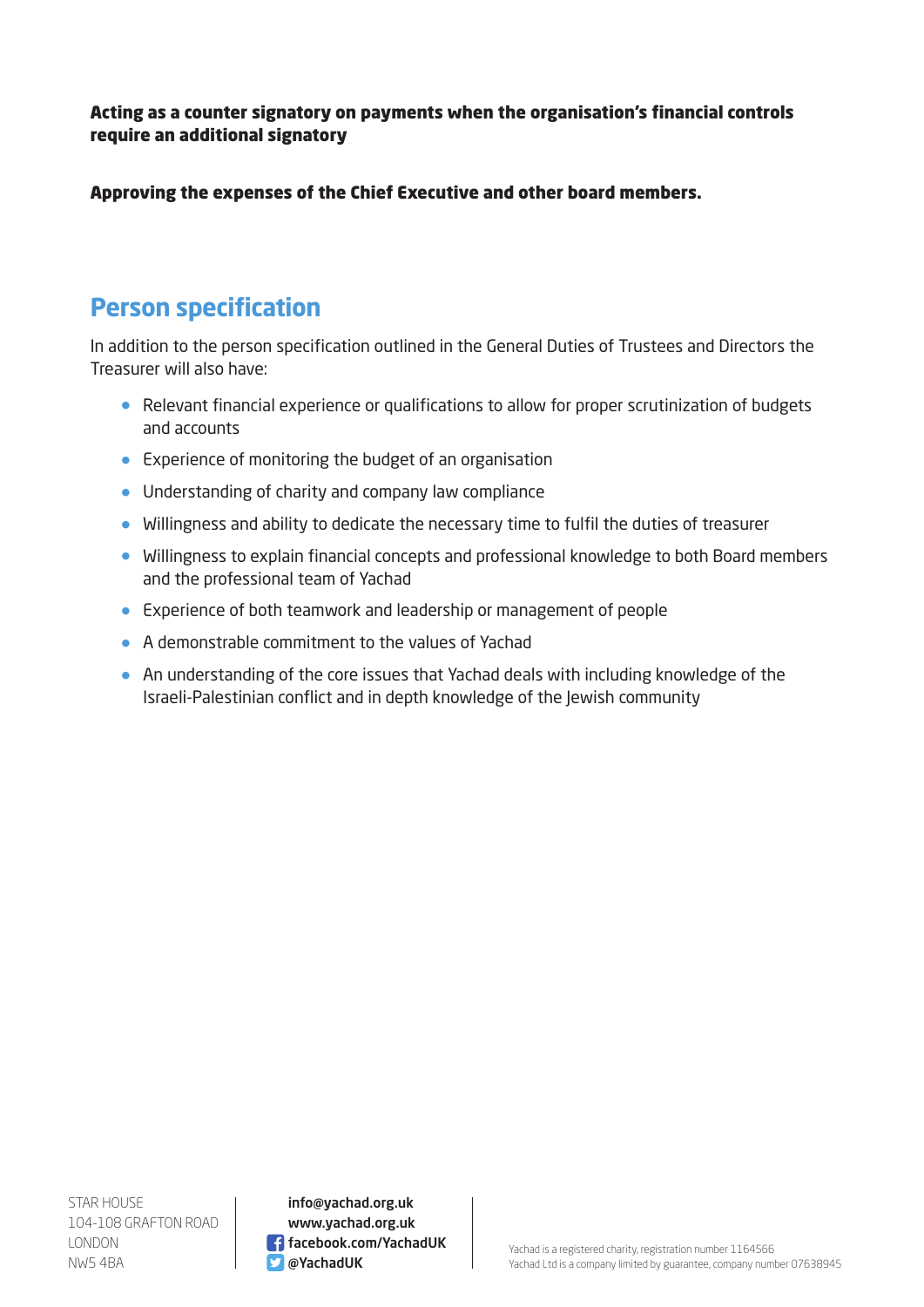**Acting as a counter signatory on payments when the organisation's financial controls require an additional signatory**

**Approving the expenses of the Chief Executive and other board members.**

## Person specification

In addition to the person specification outlined in the General Duties of Trustees and Directors the Treasurer will also have:

- Relevant financial experience or qualifications to allow for proper scrutinization of budgets and accounts
- Experience of monitoring the budget of an organisation
- Understanding of charity and company law compliance
- Willingness and ability to dedicate the necessary time to fulfil the duties of treasurer
- Willingness to explain financial concepts and professional knowledge to both Board members and the professional team of Yachad
- Experience of both teamwork and leadership or management of people
- A demonstrable commitment to the values of Yachad
- An understanding of the core issues that Yachad deals with including knowledge of the Israeli-Palestinian conflict and in depth knowledge of the Jewish community

STAR HOUSE
104-108 GRAFTON ROAD
LONDON
NW5 4BA

info@yachad.org.uk
www.yachad.org.uk
facebook.com/YachadUK
@YachadUK

Yachad is a registered charity, registration number 1164566
Yachad Ltd is a company limited by guarantee, company number 07638945